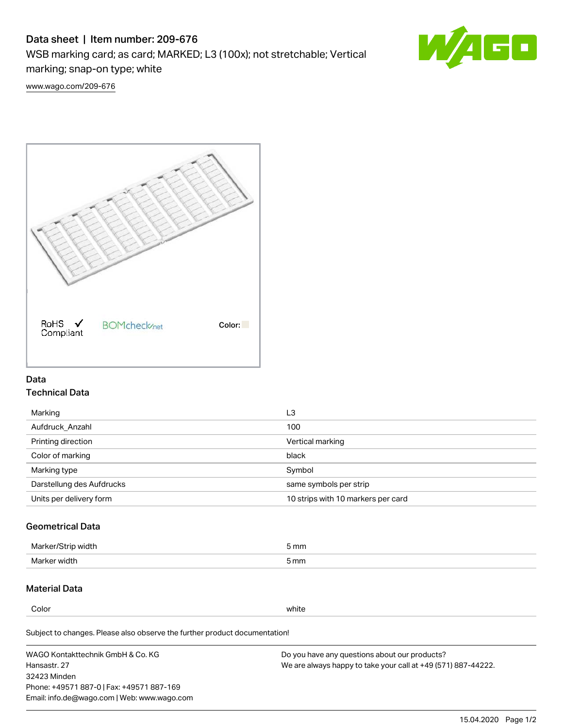# Data sheet | Item number: 209-676

WSB marking card; as card; MARKED; L3 (100x); not stretchable; Vertical marking; snap-on type; white

www.wago.com/209-676

RoHS Compliant

BOMcheck.net

Color:

## Data

### Technical Data

| | |
|---|---|
| Marking | L3 |
| Aufdruck_Anzahl | 100 |
| Printing direction | Vertical marking |
| Color of marking | black |
| Marking type | Symbol |
| Darstellung des Aufdrucks | same symbols per strip |
| Units per delivery form | 10 strips with 10 markers per card |

### Geometrical Data

| | |
|---|---|
| Marker/Strip width | 5 mm |
| Marker width | 5 mm |

### Material Data

| | |
|---|---|
| Color | white |

Subject to changes. Please also observe the further product documentation!

WAGO Kontakttechnik GmbH & Co. KG
Hansastr. 27
32423 Minden
Phone: +49571 887-0 | Fax: +49571 887-169
Email: info.de@wago.com | Web: www.wago.com

Do you have any questions about our products?
We are always happy to take your call at +49 (571) 887-44222.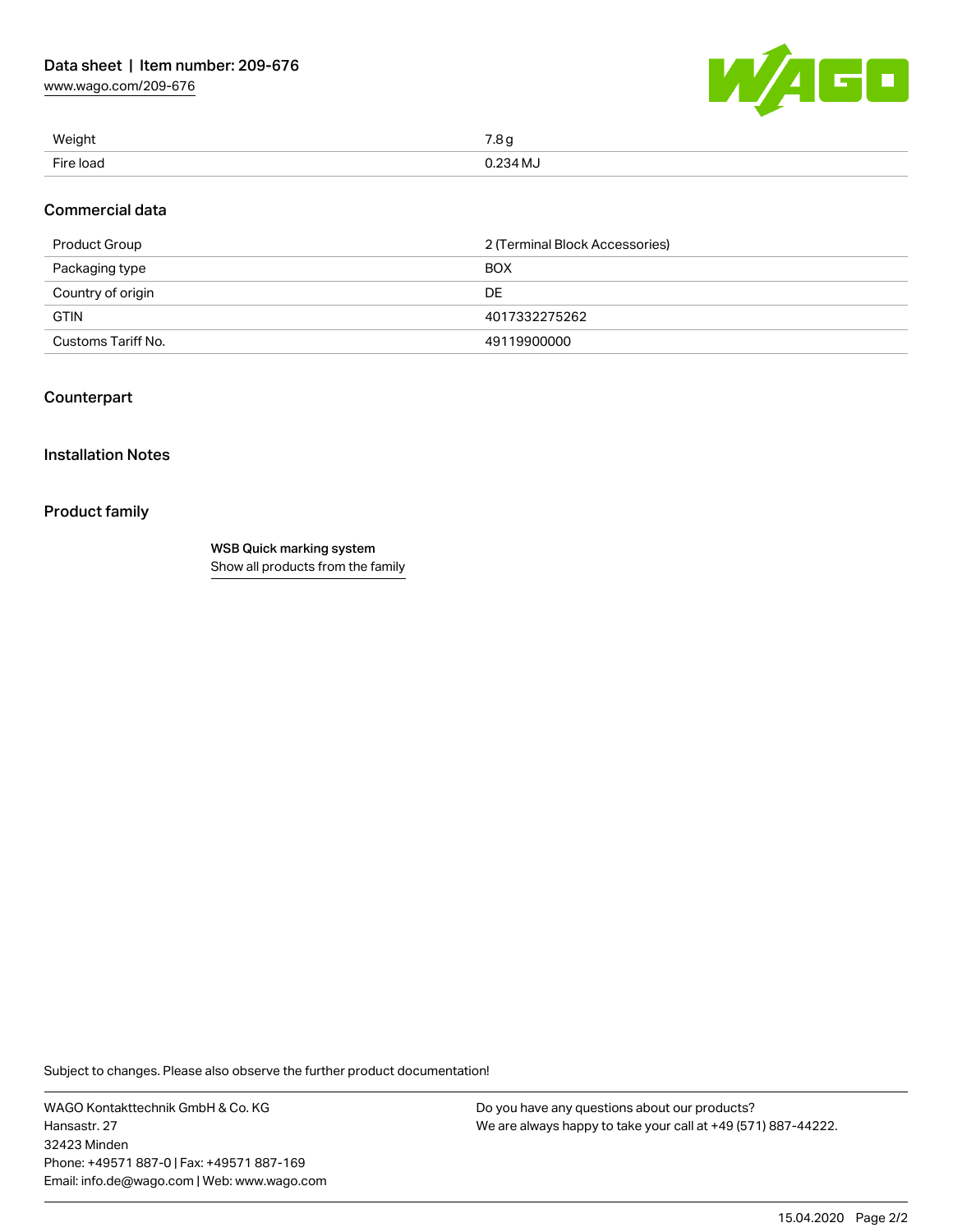| | |
|---|---|
| Weight | 7.8 g |
| Fire load | 0.234 MJ |

## Commercial data

| | |
|---|---|
| Product Group | 2 (Terminal Block Accessories) |
| Packaging type | BOX |
| Country of origin | DE |
| GTIN | 4017332275262 |
| Customs Tariff No. | 49119900000 |

## Counterpart

## Installation Notes

## Product family

WSB Quick marking system
Show all products from the family

Subject to changes. Please also observe the further product documentation!

WAGO Kontakttechnik GmbH & Co. KG
Hansastr. 27
32423 Minden
Phone: +49571 887-0 | Fax: +49571 887-169
Email: info.de@wago.com | Web: www.wago.com

Do you have any questions about our products?
We are always happy to take your call at +49 (571) 887-44222.

15.04.2020